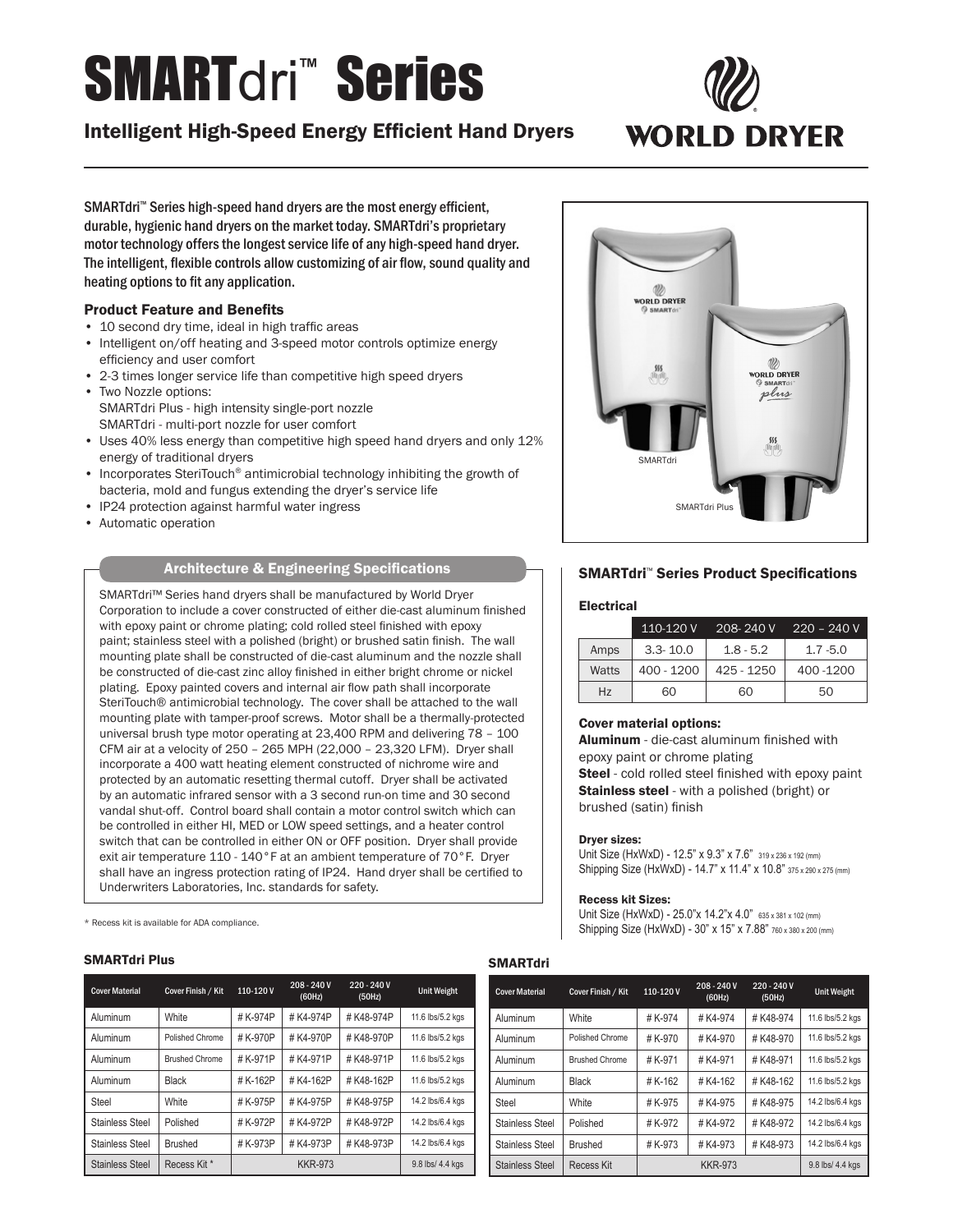# SMARTdri™ Series

## Intelligent High-Speed Energy Efficient Hand Dryers

WORLD DRYER

SMARTdri™ Series high-speed hand dryers are the most energy efficient, durable, hygienic hand dryers on the market today. SMARTdri's proprietary motor technology offers the longest service life of any high-speed hand dryer. The intelligent, flexible controls allow customizing of air flow, sound quality and heating options to fit any application.

### Product Feature and Benefits

- 10 second dry time, ideal in high traffic areas
- Intelligent on/off heating and 3-speed motor controls optimize energy efficiency and user comfort
- 2-3 times longer service life than competitive high speed dryers
- Two Nozzle options:
  SMARTdri Plus - high intensity single-port nozzle
  SMARTdri - multi-port nozzle for user comfort
- Uses 40% less energy than competitive high speed hand dryers and only 12% energy of traditional dryers
- Incorporates SteriTouch® antimicrobial technology inhibiting the growth of bacteria, mold and fungus extending the dryer's service life
- IP24 protection against harmful water ingress
- Automatic operation

SMARTdri

SMARTdri Plus

### Architecture & Engineering Specifications

SMARTdri™ Series hand dryers shall be manufactured by World Dryer Corporation to include a cover constructed of either die-cast aluminum finished with epoxy paint or chrome plating; cold rolled steel finished with epoxy paint; stainless steel with a polished (bright) or brushed satin finish. The wall mounting plate shall be constructed of die-cast aluminum and the nozzle shall be constructed of die-cast zinc alloy finished in either bright chrome or nickel plating. Epoxy painted covers and internal air flow path shall incorporate SteriTouch® antimicrobial technology. The cover shall be attached to the wall mounting plate with tamper-proof screws. Motor shall be a thermally-protected universal brush type motor operating at 23,400 RPM and delivering 78 – 100 CFM air at a velocity of 250 – 265 MPH (22,000 – 23,320 LFM). Dryer shall incorporate a 400 watt heating element constructed of nichrome wire and protected by an automatic resetting thermal cutoff. Dryer shall be activated by an automatic infrared sensor with a 3 second run-on time and 30 second vandal shut-off. Control board shall contain a motor control switch which can be controlled in either HI, MED or LOW speed settings, and a heater control switch that can be controlled in either ON or OFF position. Dryer shall provide exit air temperature 110 - 140°F at an ambient temperature of 70°F. Dryer shall have an ingress protection rating of IP24. Hand dryer shall be certified to Underwriters Laboratories, Inc. standards for safety.

* Recess kit is available for ADA compliance.

### SMARTdri™ Series Product Specifications

#### Electrical

| | 110-120 V | 208- 240 V | 220 – 240 V |
|---|---|---|---|
| Amps | 3.3- 10.0 | 1.8 - 5.2 | 1.7 -5.0 |
| Watts | 400 - 1200 | 425 - 1250 | 400 -1200 |
| Hz | 60 | 60 | 50 |

#### Cover material options:

**Aluminum** - die-cast aluminum finished with epoxy paint or chrome plating
**Steel** - cold rolled steel finished with epoxy paint
**Stainless steel** - with a polished (bright) or brushed (satin) finish

#### Dryer sizes:

Unit Size (HxWxD) - 12.5" x 9.3" x 7.6" 319 x 236 x 192 (mm)
Shipping Size (HxWxD) - 14.7" x 11.4" x 10.8" 375 x 290 x 275 (mm)

#### Recess kit Sizes:

Unit Size (HxWxD) - 25.0"x 14.2"x 4.0" 635 x 381 x 102 (mm)
Shipping Size (HxWxD) - 30" x 15" x 7.88" 760 x 380 x 200 (mm)

#### SMARTdri Plus

| Cover Material | Cover Finish / Kit | 110-120 V | 208 - 240 V (60Hz) | 220 - 240 V (50Hz) | Unit Weight |
|---|---|---|---|---|---|
| Aluminum | White | # K-974P | # K4-974P | # K48-974P | 11.6 lbs/5.2 kgs |
| Aluminum | Polished Chrome | # K-970P | # K4-970P | # K48-970P | 11.6 lbs/5.2 kgs |
| Aluminum | Brushed Chrome | # K-971P | # K4-971P | # K48-971P | 11.6 lbs/5.2 kgs |
| Aluminum | Black | # K-162P | # K4-162P | # K48-162P | 11.6 lbs/5.2 kgs |
| Steel | White | # K-975P | # K4-975P | # K48-975P | 14.2 lbs/6.4 kgs |
| Stainless Steel | Polished | # K-972P | # K4-972P | # K48-972P | 14.2 lbs/6.4 kgs |
| Stainless Steel | Brushed | # K-973P | # K4-973P | # K48-973P | 14.2 lbs/6.4 kgs |
| Stainless Steel | Recess Kit * | KKR-973 | | | 9.8 lbs/ 4.4 kgs |

#### SMARTdri

| Cover Material | Cover Finish / Kit | 110-120 V | 208 - 240 V (60Hz) | 220 - 240 V (50Hz) | Unit Weight |
|---|---|---|---|---|---|
| Aluminum | White | # K-974 | # K4-974 | # K48-974 | 11.6 lbs/5.2 kgs |
| Aluminum | Polished Chrome | # K-970 | # K4-970 | # K48-970 | 11.6 lbs/5.2 kgs |
| Aluminum | Brushed Chrome | # K-971 | # K4-971 | # K48-971 | 11.6 lbs/5.2 kgs |
| Aluminum | Black | # K-162 | # K4-162 | # K48-162 | 11.6 lbs/5.2 kgs |
| Steel | White | # K-975 | # K4-975 | # K48-975 | 14.2 lbs/6.4 kgs |
| Stainless Steel | Polished | # K-972 | # K4-972 | # K48-972 | 14.2 lbs/6.4 kgs |
| Stainless Steel | Brushed | # K-973 | # K4-973 | # K48-973 | 14.2 lbs/6.4 kgs |
| Stainless Steel | Recess Kit | KKR-973 | | | 9.8 lbs/ 4.4 kgs |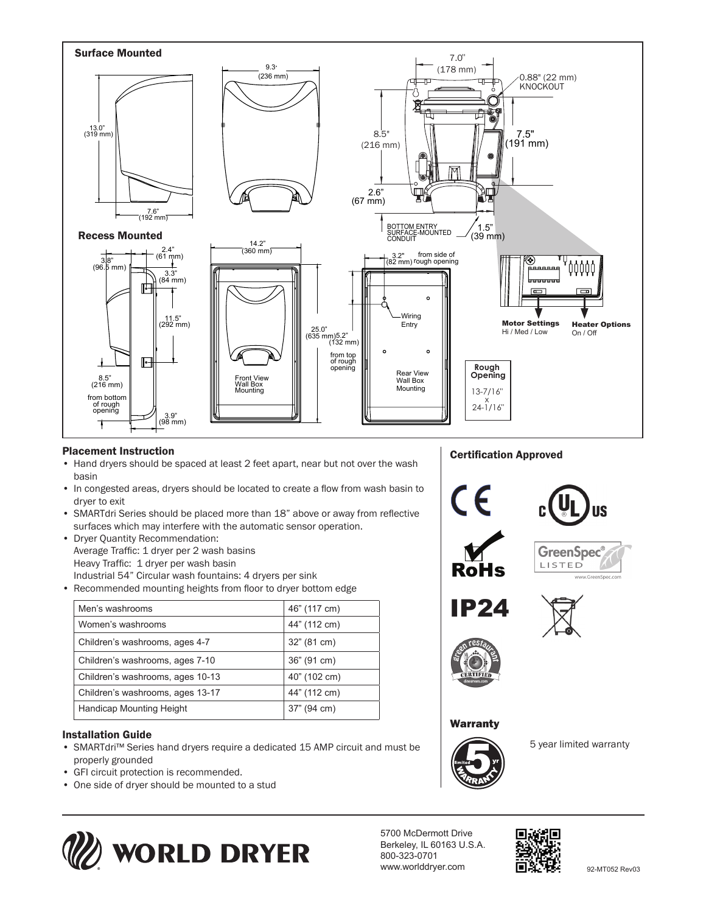## Surface Mounted

13.0" (319 mm)

7.6" (192 mm)

9.3" (236 mm)

7.0" (178 mm)

0.88" (22 mm) KNOCKOUT

8.5" (216 mm)

7.5" (191 mm)

2.6" (67 mm)

BOTTOM ENTRY SURFACE-MOUNTED CONDUIT

1.5" (39 mm)

## Recess Mounted

3.8" (96.5 mm)

2.4" (61 mm)

3.3" (84 mm)

11.5" (292 mm)

8.5" (216 mm) from bottom of rough opening

3.9" (98 mm)

14.2" (360 mm)

Front View Wall Box Mounting

25.0" (635 mm)

3.2" (82 mm) from side of rough opening

5.2" (132 mm) from top of rough opening

Wiring Entry

Rear View Wall Box Mounting

Rough Opening 13-7/16" x 24-1/16"

Motor Settings Hi / Med / Low

Heater Options On / Off

### Placement Instruction

- Hand dryers should be spaced at least 2 feet apart, near but not over the wash basin
- In congested areas, dryers should be located to create a flow from wash basin to dryer to exit
- SMARTdri Series should be placed more than 18" above or away from reflective surfaces which may interfere with the automatic sensor operation.
- Dryer Quantity Recommendation:
  Average Traffic: 1 dryer per 2 wash basins
  Heavy Traffic: 1 dryer per wash basin
  Industrial 54" Circular wash fountains: 4 dryers per sink
- Recommended mounting heights from floor to dryer bottom edge

| | |
|---|---|
| Men's washrooms | 46" (117 cm) |
| Women's washrooms | 44" (112 cm) |
| Children's washrooms, ages 4-7 | 32" (81 cm) |
| Children's washrooms, ages 7-10 | 36" (91 cm) |
| Children's washrooms, ages 10-13 | 40" (102 cm) |
| Children's washrooms, ages 13-17 | 44" (112 cm) |
| Handicap Mounting Height | 37" (94 cm) |

### Installation Guide

- SMARTdri™ Series hand dryers require a dedicated 15 AMP circuit and must be properly grounded
- GFI circuit protection is recommended.
- One side of dryer should be mounted to a stud

### Certification Approved

CE

c UL US

RoHs

GreenSpec® LISTED www.GreenSpec.com

IP24

green restaurant CERTIFIED

### Warranty

5 year limited warranty

WORLD DRYER

5700 McDermott Drive
Berkeley, IL 60163 U.S.A.
800-323-0701
www.worlddryer.com

92-MT052 Rev03